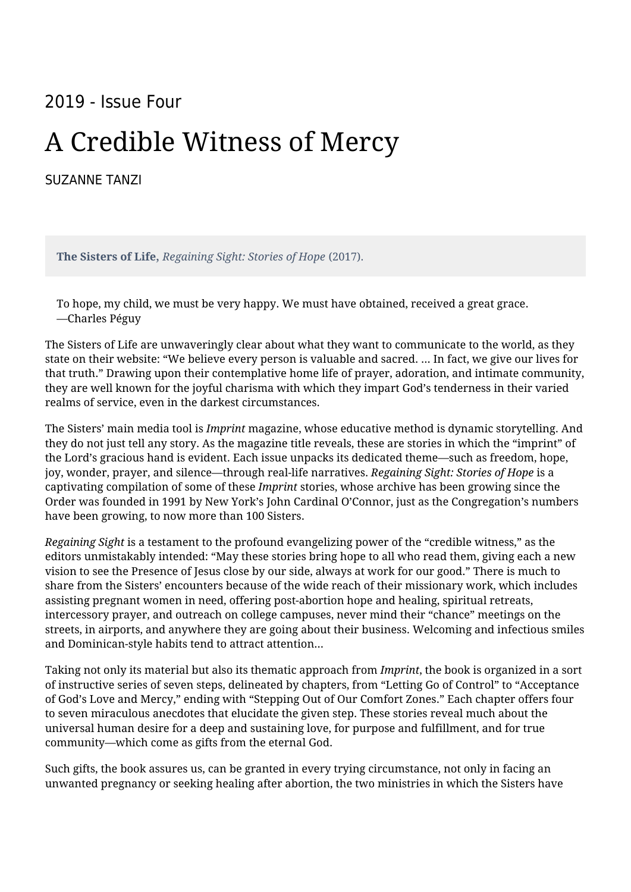2019 - Issue Four

# A Credible Witness of Mercy

SUZANNE TANZI

**The Sisters of Life**, *Regaining Sight: Stories of Hope* (2017).

> To hope, my child, we must be very happy. We must have obtained, received a great grace.
> —Charles Péguy

The Sisters of Life are unwaveringly clear about what they want to communicate to the world, as they state on their website: "We believe every person is valuable and sacred. … In fact, we give our lives for that truth." Drawing upon their contemplative home life of prayer, adoration, and intimate community, they are well known for the joyful charisma with which they impart God's tenderness in their varied realms of service, even in the darkest circumstances.

The Sisters' main media tool is *Imprint* magazine, whose educative method is dynamic storytelling. And they do not just tell any story. As the magazine title reveals, these are stories in which the "imprint" of the Lord's gracious hand is evident. Each issue unpacks its dedicated theme—such as freedom, hope, joy, wonder, prayer, and silence—through real-life narratives. *Regaining Sight: Stories of Hope* is a captivating compilation of some of these *Imprint* stories, whose archive has been growing since the Order was founded in 1991 by New York's John Cardinal O'Connor, just as the Congregation's numbers have been growing, to now more than 100 Sisters.

*Regaining Sight* is a testament to the profound evangelizing power of the "credible witness," as the editors unmistakably intended: "May these stories bring hope to all who read them, giving each a new vision to see the Presence of Jesus close by our side, always at work for our good." There is much to share from the Sisters' encounters because of the wide reach of their missionary work, which includes assisting pregnant women in need, offering post-abortion hope and healing, spiritual retreats, intercessory prayer, and outreach on college campuses, never mind their "chance" meetings on the streets, in airports, and anywhere they are going about their business. Welcoming and infectious smiles and Dominican-style habits tend to attract attention…

Taking not only its material but also its thematic approach from *Imprint*, the book is organized in a sort of instructive series of seven steps, delineated by chapters, from "Letting Go of Control" to "Acceptance of God's Love and Mercy," ending with "Stepping Out of Our Comfort Zones." Each chapter offers four to seven miraculous anecdotes that elucidate the given step. These stories reveal much about the universal human desire for a deep and sustaining love, for purpose and fulfillment, and for true community—which come as gifts from the eternal God.

Such gifts, the book assures us, can be granted in every trying circumstance, not only in facing an unwanted pregnancy or seeking healing after abortion, the two ministries in which the Sisters have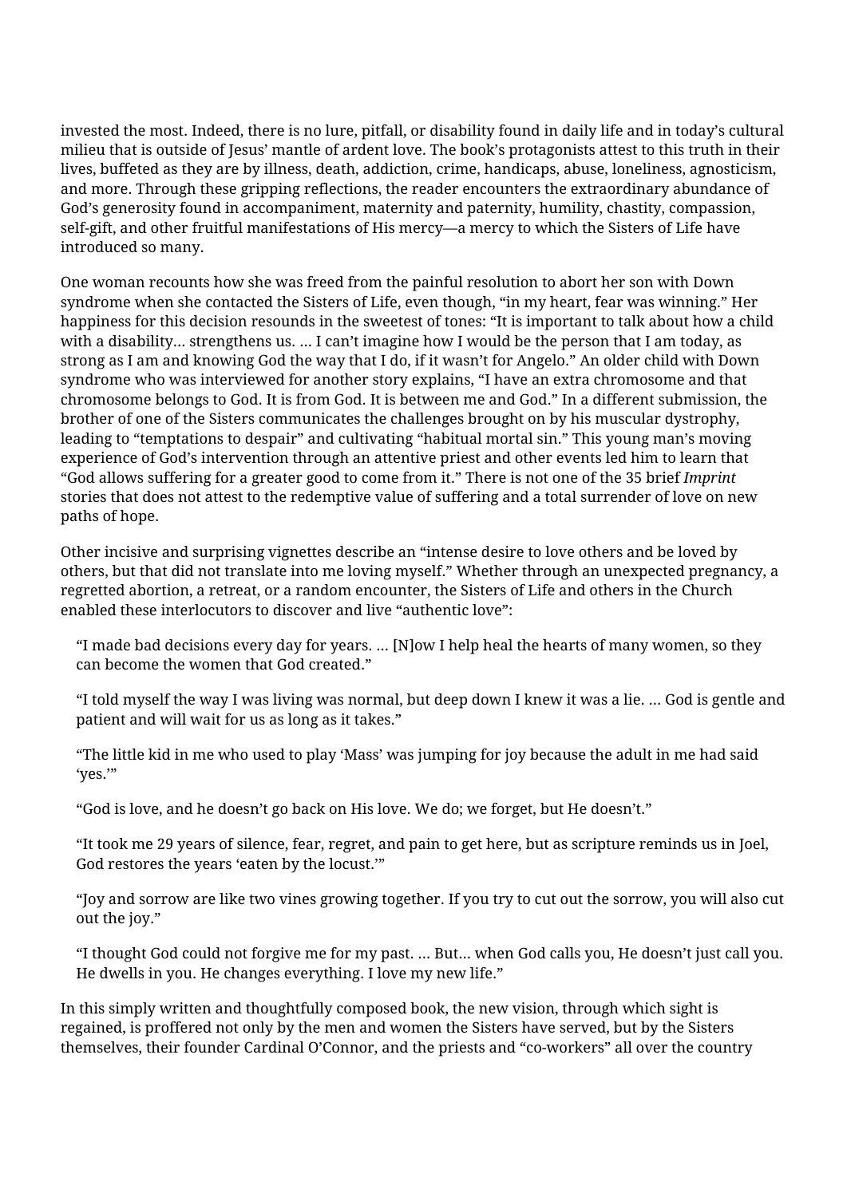invested the most. Indeed, there is no lure, pitfall, or disability found in daily life and in today's cultural milieu that is outside of Jesus' mantle of ardent love. The book's protagonists attest to this truth in their lives, buffeted as they are by illness, death, addiction, crime, handicaps, abuse, loneliness, agnosticism, and more. Through these gripping reflections, the reader encounters the extraordinary abundance of God's generosity found in accompaniment, maternity and paternity, humility, chastity, compassion, self-gift, and other fruitful manifestations of His mercy—a mercy to which the Sisters of Life have introduced so many.

One woman recounts how she was freed from the painful resolution to abort her son with Down syndrome when she contacted the Sisters of Life, even though, "in my heart, fear was winning." Her happiness for this decision resounds in the sweetest of tones: "It is important to talk about how a child with a disability… strengthens us. … I can't imagine how I would be the person that I am today, as strong as I am and knowing God the way that I do, if it wasn't for Angelo." An older child with Down syndrome who was interviewed for another story explains, "I have an extra chromosome and that chromosome belongs to God. It is from God. It is between me and God." In a different submission, the brother of one of the Sisters communicates the challenges brought on by his muscular dystrophy, leading to "temptations to despair" and cultivating "habitual mortal sin." This young man's moving experience of God's intervention through an attentive priest and other events led him to learn that "God allows suffering for a greater good to come from it." There is not one of the 35 brief *Imprint* stories that does not attest to the redemptive value of suffering and a total surrender of love on new paths of hope.

Other incisive and surprising vignettes describe an "intense desire to love others and be loved by others, but that did not translate into me loving myself." Whether through an unexpected pregnancy, a regretted abortion, a retreat, or a random encounter, the Sisters of Life and others in the Church enabled these interlocutors to discover and live "authentic love":

> "I made bad decisions every day for years. … [N]ow I help heal the hearts of many women, so they can become the women that God created."

> "I told myself the way I was living was normal, but deep down I knew it was a lie. … God is gentle and patient and will wait for us as long as it takes."

> "The little kid in me who used to play 'Mass' was jumping for joy because the adult in me had said 'yes.'"

> "God is love, and he doesn't go back on His love. We do; we forget, but He doesn't."

> "It took me 29 years of silence, fear, regret, and pain to get here, but as scripture reminds us in Joel, God restores the years 'eaten by the locust.'"

> "Joy and sorrow are like two vines growing together. If you try to cut out the sorrow, you will also cut out the joy."

> "I thought God could not forgive me for my past. … But… when God calls you, He doesn't just call you. He dwells in you. He changes everything. I love my new life."

In this simply written and thoughtfully composed book, the new vision, through which sight is regained, is proffered not only by the men and women the Sisters have served, but by the Sisters themselves, their founder Cardinal O'Connor, and the priests and "co-workers" all over the country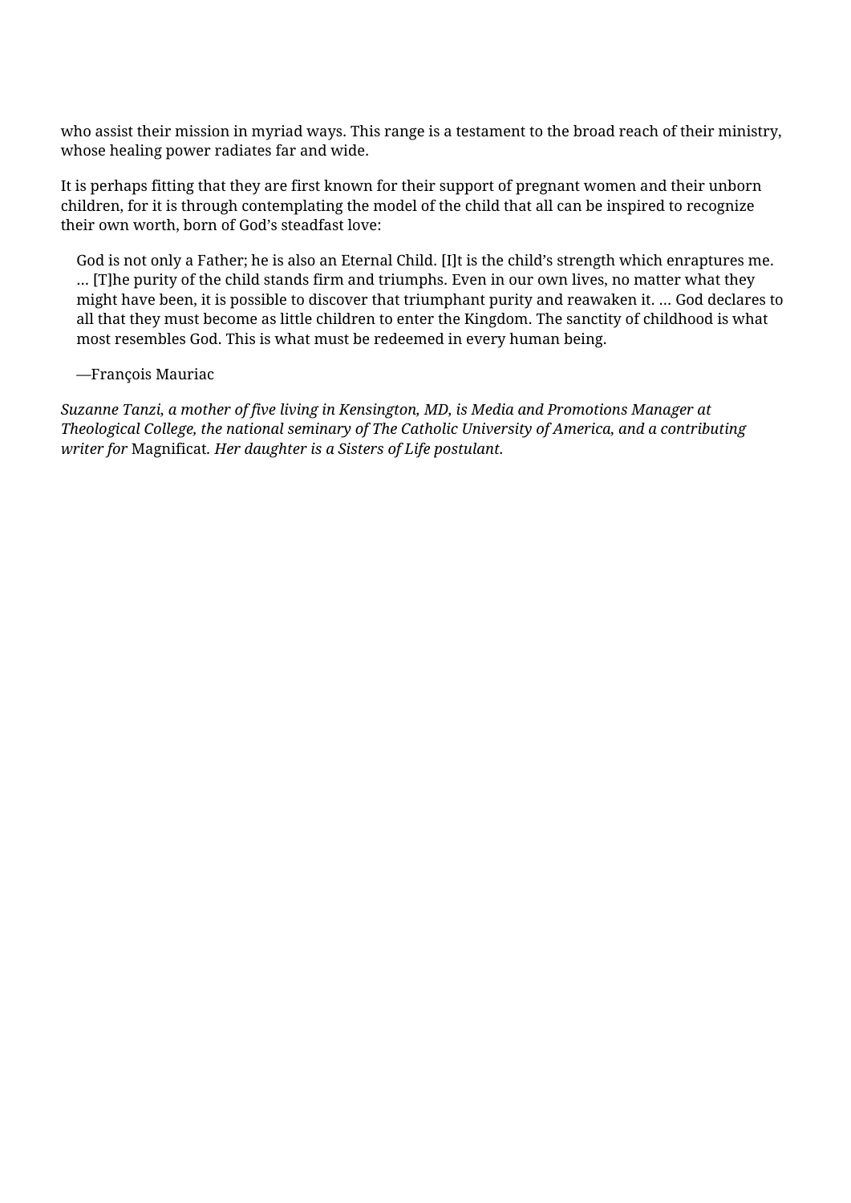who assist their mission in myriad ways. This range is a testament to the broad reach of their ministry, whose healing power radiates far and wide.

It is perhaps fitting that they are first known for their support of pregnant women and their unborn children, for it is through contemplating the model of the child that all can be inspired to recognize their own worth, born of God's steadfast love:

> God is not only a Father; he is also an Eternal Child. [I]t is the child's strength which enraptures me. … [T]he purity of the child stands firm and triumphs. Even in our own lives, no matter what they might have been, it is possible to discover that triumphant purity and reawaken it. … God declares to all that they must become as little children to enter the Kingdom. The sanctity of childhood is what most resembles God. This is what must be redeemed in every human being.
>
> —François Mauriac

*Suzanne Tanzi, a mother of five living in Kensington, MD, is Media and Promotions Manager at Theological College, the national seminary of The Catholic University of America, and a contributing writer for* Magnificat*. Her daughter is a Sisters of Life postulant.*